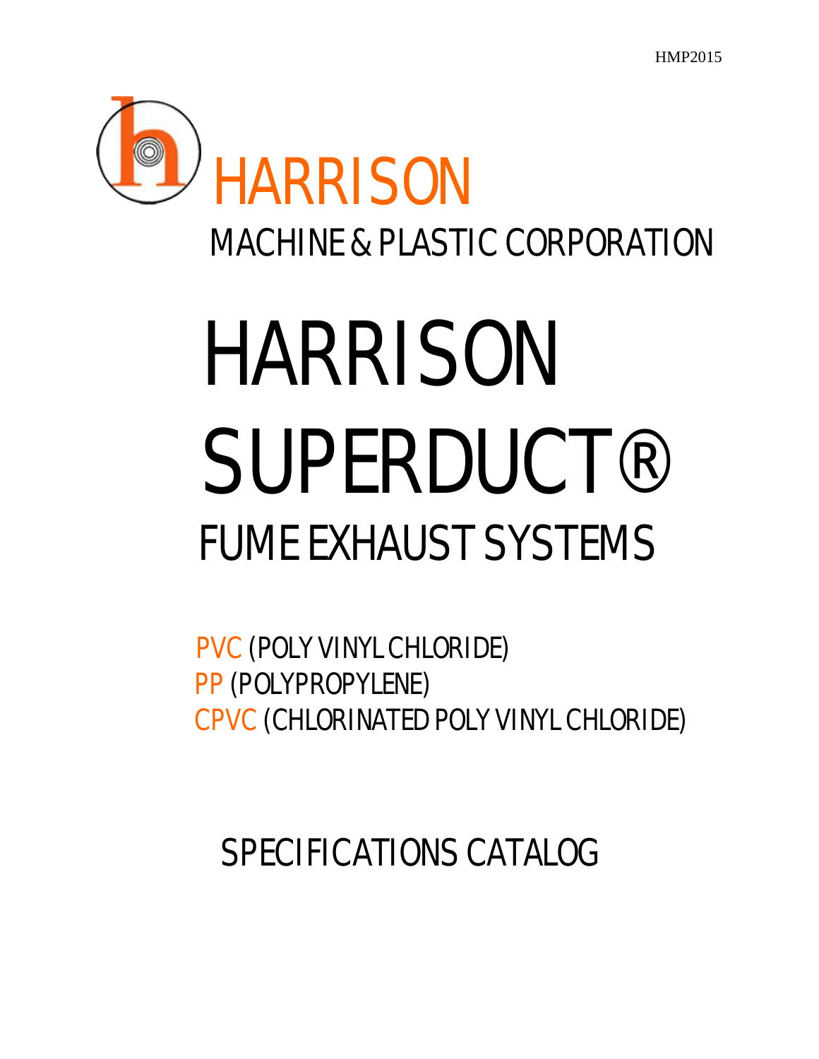HMP2015

HARRISON

MACHINE & PLASTIC CORPORATION

# HARRISON SUPERDUCT®

## FUME EXHAUST SYSTEMS

PVC (POLY VINYL CHLORIDE)
PP (POLYPROPYLENE)
CPVC (CHLORINATED POLY VINYL CHLORIDE)

## SPECIFICATIONS CATALOG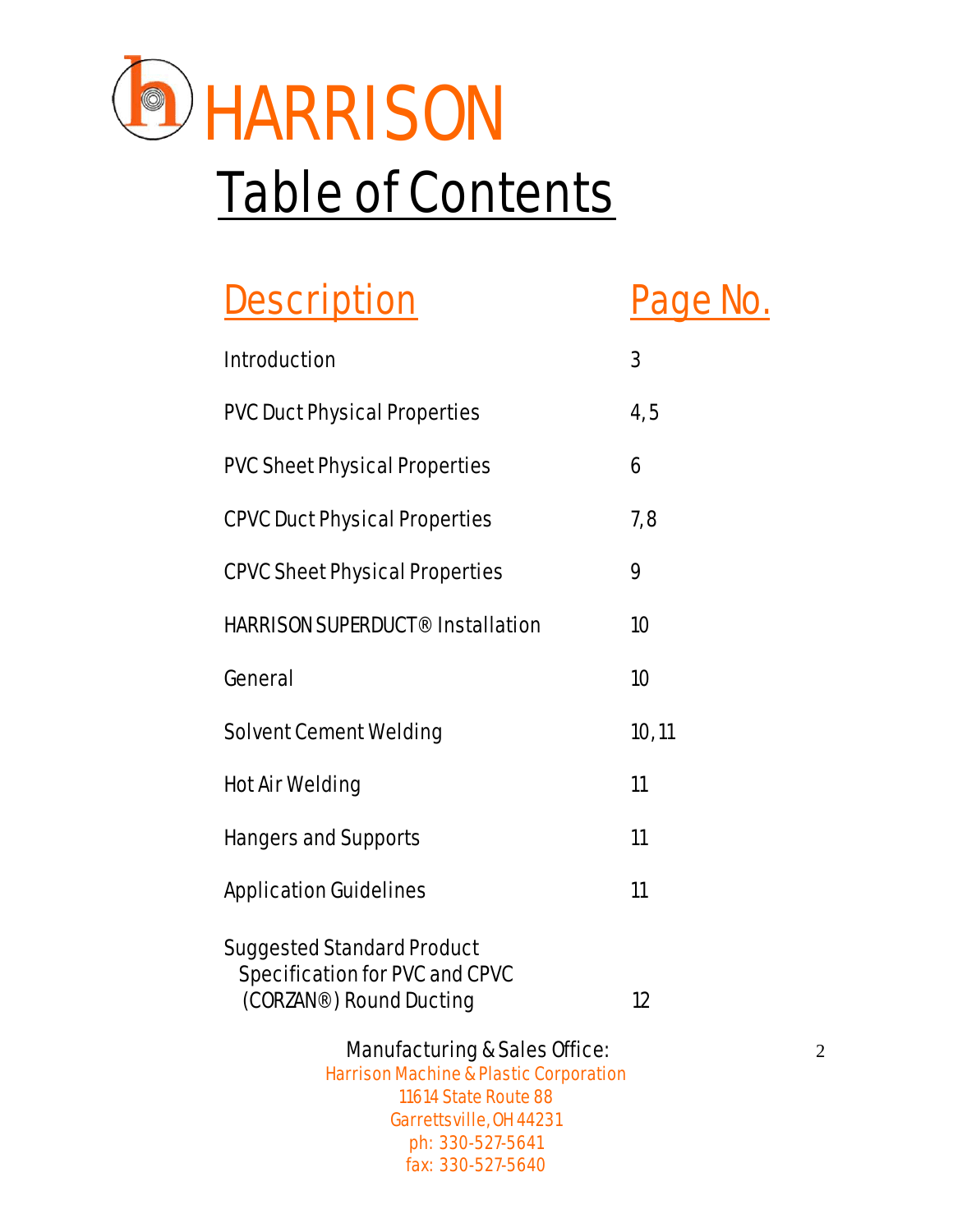# HARRISON

# Table of Contents

| Description | Page No. |
| --- | --- |
| Introduction | 3 |
| PVC Duct Physical Properties | 4, 5 |
| PVC Sheet Physical Properties | 6 |
| CPVC Duct Physical Properties | 7, 8 |
| CPVC Sheet Physical Properties | 9 |
| HARRISON SUPERDUCT® Installation | 10 |
| General | 10 |
| Solvent Cement Welding | 10, 11 |
| Hot Air Welding | 11 |
| Hangers and Supports | 11 |
| Application Guidelines | 11 |
| Suggested Standard Product Specification for PVC and CPVC (CORZAN®) Round Ducting | 12 |

Manufacturing & Sales Office:
Harrison Machine & Plastic Corporation
11614 State Route 88
Garrettsville, OH 44231
ph: 330-527-5641
fax: 330-527-5640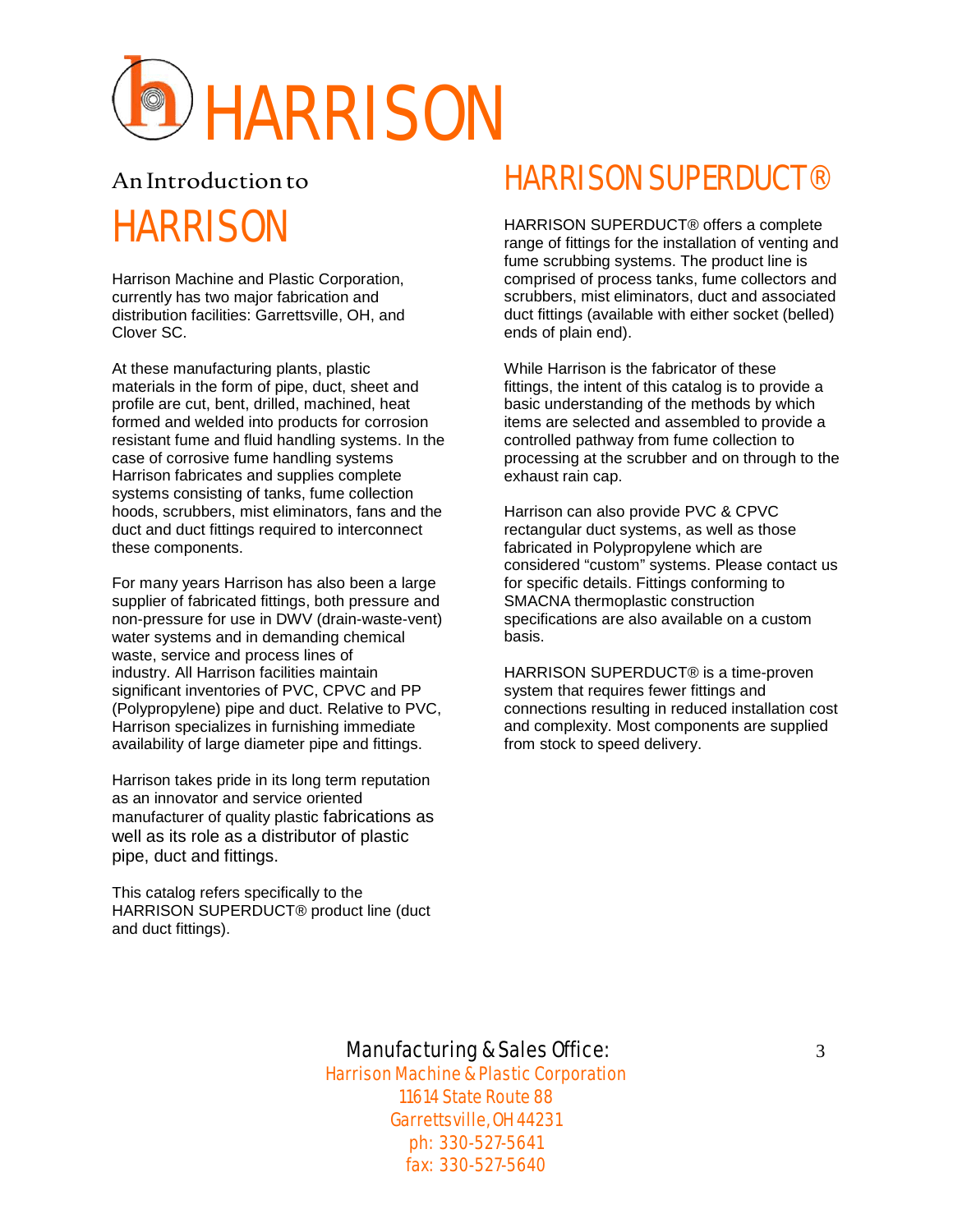# HARRISON

## An Introduction to

# HARRISON

Harrison Machine and Plastic Corporation, currently has two major fabrication and distribution facilities: Garrettsville, OH, and Clover SC.

At these manufacturing plants, plastic materials in the form of pipe, duct, sheet and profile are cut, bent, drilled, machined, heat formed and welded into products for corrosion resistant fume and fluid handling systems. In the case of corrosive fume handling systems Harrison fabricates and supplies complete systems consisting of tanks, fume collection hoods, scrubbers, mist eliminators, fans and the duct and duct fittings required to interconnect these components.

For many years Harrison has also been a large supplier of fabricated fittings, both pressure and non-pressure for use in DWV (drain-waste-vent) water systems and in demanding chemical waste, service and process lines of industry. All Harrison facilities maintain significant inventories of PVC, CPVC and PP (Polypropylene) pipe and duct. Relative to PVC, Harrison specializes in furnishing immediate availability of large diameter pipe and fittings.

Harrison takes pride in its long term reputation as an innovator and service oriented manufacturer of quality plastic fabrications as well as its role as a distributor of plastic pipe, duct and fittings.

This catalog refers specifically to the HARRISON SUPERDUCT® product line (duct and duct fittings).

## HARRISON SUPERDUCT®

HARRISON SUPERDUCT® offers a complete range of fittings for the installation of venting and fume scrubbing systems. The product line is comprised of process tanks, fume collectors and scrubbers, mist eliminators, duct and associated duct fittings (available with either socket (belled) ends of plain end).

While Harrison is the fabricator of these fittings, the intent of this catalog is to provide a basic understanding of the methods by which items are selected and assembled to provide a controlled pathway from fume collection to processing at the scrubber and on through to the exhaust rain cap.

Harrison can also provide PVC & CPVC rectangular duct systems, as well as those fabricated in Polypropylene which are considered "custom" systems. Please contact us for specific details. Fittings conforming to SMACNA thermoplastic construction specifications are also available on a custom basis.

HARRISON SUPERDUCT® is a time-proven system that requires fewer fittings and connections resulting in reduced installation cost and complexity. Most components are supplied from stock to speed delivery.

Manufacturing & Sales Office:
Harrison Machine & Plastic Corporation
11614 State Route 88
Garrettsville, OH 44231
ph: 330-527-5641
fax: 330-527-5640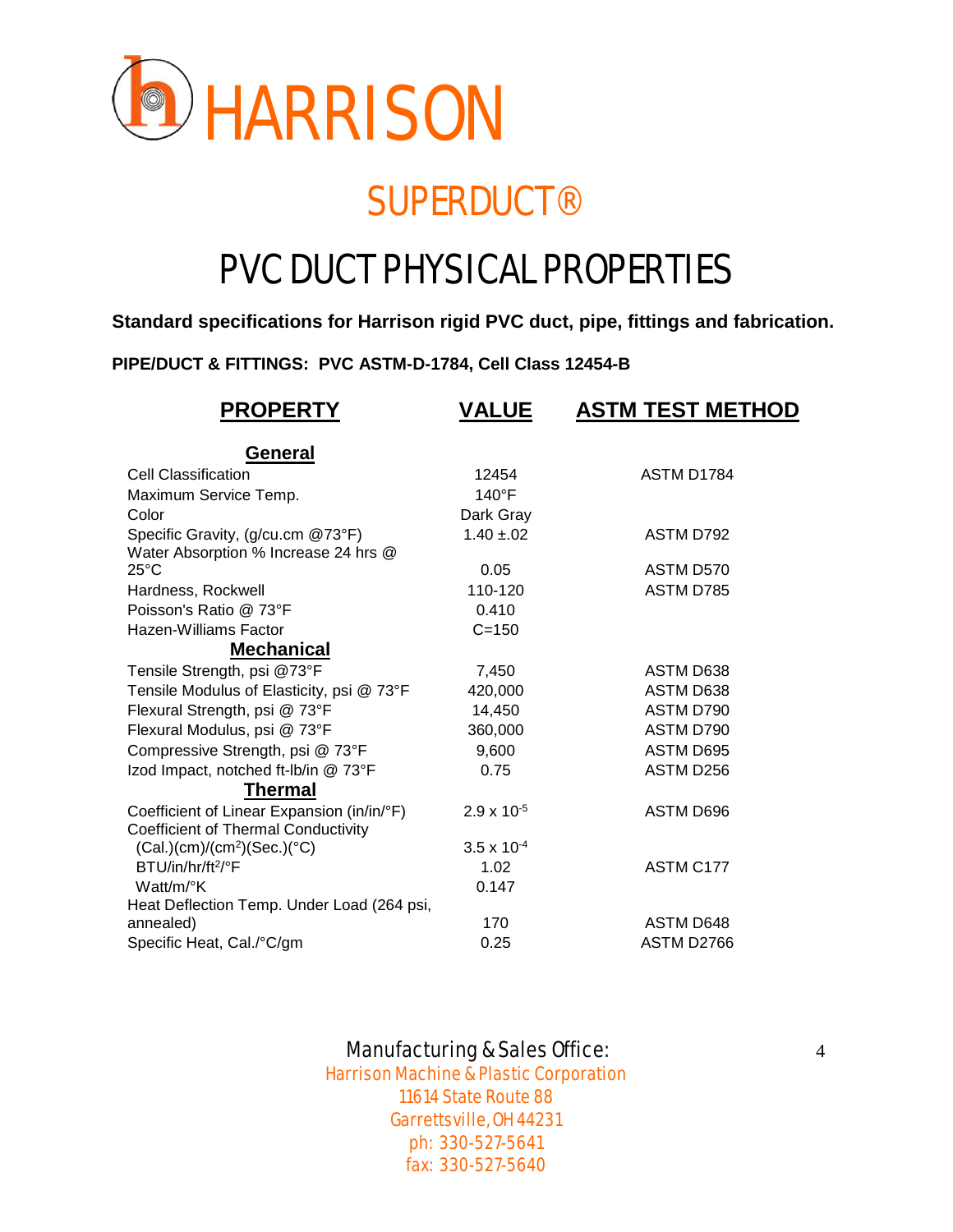# HARRISON

## SUPERDUCT®

## PVC DUCT PHYSICAL PROPERTIES

**Standard specifications for Harrison rigid PVC duct, pipe, fittings and fabrication.**

**PIPE/DUCT & FITTINGS: PVC ASTM-D-1784, Cell Class 12454-B**

| PROPERTY | VALUE | ASTM TEST METHOD |
|---|---|---|
| **General** | | |
| Cell Classification | 12454 | ASTM D1784 |
| Maximum Service Temp. | 140°F | |
| Color | Dark Gray | |
| Specific Gravity, (g/cu.cm @73°F) | 1.40 ±.02 | ASTM D792 |
| Water Absorption % Increase 24 hrs @ 25°C | 0.05 | ASTM D570 |
| Hardness, Rockwell | 110-120 | ASTM D785 |
| Poisson's Ratio @ 73°F | 0.410 | |
| Hazen-Williams Factor | C=150 | |
| **Mechanical** | | |
| Tensile Strength, psi @73°F | 7,450 | ASTM D638 |
| Tensile Modulus of Elasticity, psi @ 73°F | 420,000 | ASTM D638 |
| Flexural Strength, psi @ 73°F | 14,450 | ASTM D790 |
| Flexural Modulus, psi @ 73°F | 360,000 | ASTM D790 |
| Compressive Strength, psi @ 73°F | 9,600 | ASTM D695 |
| Izod Impact, notched ft-lb/in @ 73°F | 0.75 | ASTM D256 |
| **Thermal** | | |
| Coefficient of Linear Expansion (in/in/°F) | $2.9 \times 10^{-5}$ | ASTM D696 |
| Coefficient of Thermal Conductivity (Cal.)(cm)/($cm^2$)(Sec.)(°C) | $3.5 \times 10^{-4}$ | |
| BTU/in/hr/$ft^2$/°F | 1.02 | ASTM C177 |
| Watt/m/°K | 0.147 | |
| Heat Deflection Temp. Under Load (264 psi, annealed) | 170 | ASTM D648 |
| Specific Heat, Cal./°C/gm | 0.25 | ASTM D2766 |

Manufacturing & Sales Office:
Harrison Machine & Plastic Corporation
11614 State Route 88
Garrettsville, OH 44231
ph: 330-527-5641
fax: 330-527-5640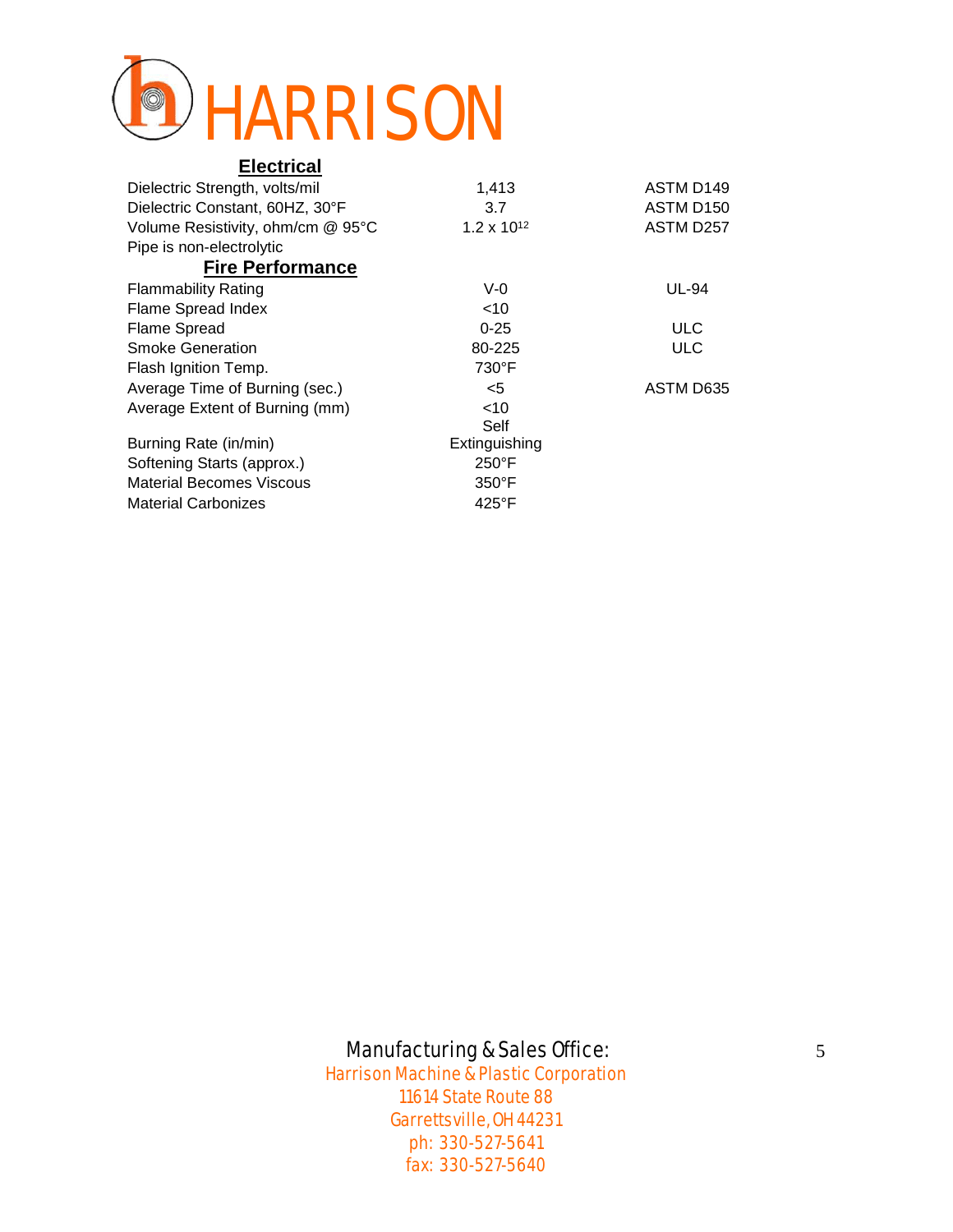# HARRISON

## Electrical

| | | |
|---|---|---|
| Dielectric Strength, volts/mil | 1,413 | ASTM D149 |
| Dielectric Constant, 60HZ, 30°F | 3.7 | ASTM D150 |
| Volume Resistivity, ohm/cm @ 95°C | $1.2 \times 10^{12}$ | ASTM D257 |
| Pipe is non-electrolytic | | |

## Fire Performance

| | | |
|---|---|---|
| Flammability Rating | V-0 | UL-94 |
| Flame Spread Index | <10 | |
| Flame Spread | 0-25 | ULC |
| Smoke Generation | 80-225 | ULC |
| Flash Ignition Temp. | 730°F | |
| Average Time of Burning (sec.) | <5 | ASTM D635 |
| Average Extent of Burning (mm) | <10 | |
| Burning Rate (in/min) | Self Extinguishing | |
| Softening Starts (approx.) | 250°F | |
| Material Becomes Viscous | 350°F | |
| Material Carbonizes | 425°F | |

Manufacturing & Sales Office:
Harrison Machine & Plastic Corporation
11614 State Route 88
Garrettsville, OH 44231
ph: 330-527-5641
fax: 330-527-5640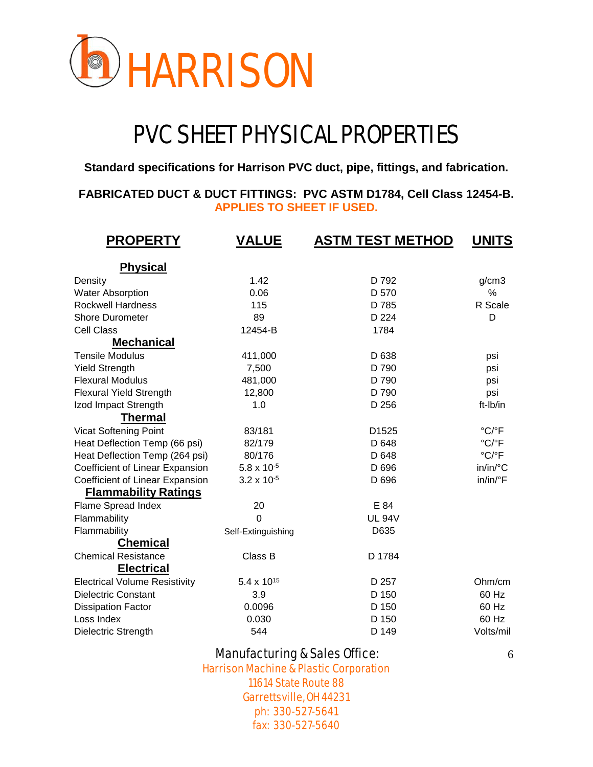# HARRISON

## PVC SHEET PHYSICAL PROPERTIES

**Standard specifications for Harrison PVC duct, pipe, fittings, and fabrication.**

**FABRICATED DUCT & DUCT FITTINGS: PVC ASTM D1784, Cell Class 12454-B.**
**APPLIES TO SHEET IF USED.**

| PROPERTY | VALUE | ASTM TEST METHOD | UNITS |
|---|---|---|---|
| **Physical** | | | |
| Density | 1.42 | D 792 | g/cm3 |
| Water Absorption | 0.06 | D 570 | % |
| Rockwell Hardness | 115 | D 785 | R Scale |
| Shore Durometer | 89 | D 224 | D |
| Cell Class | 12454-B | 1784 | |
| **Mechanical** | | | |
| Tensile Modulus | 411,000 | D 638 | psi |
| Yield Strength | 7,500 | D 790 | psi |
| Flexural Modulus | 481,000 | D 790 | psi |
| Flexural Yield Strength | 12,800 | D 790 | psi |
| Izod Impact Strength | 1.0 | D 256 | ft-lb/in |
| **Thermal** | | | |
| Vicat Softening Point | 83/181 | D1525 | °C/°F |
| Heat Deflection Temp (66 psi) | 82/179 | D 648 | °C/°F |
| Heat Deflection Temp (264 psi) | 80/176 | D 648 | °C/°F |
| Coefficient of Linear Expansion | $5.8 \times 10^{-5}$ | D 696 | in/in/°C |
| Coefficient of Linear Expansion | $3.2 \times 10^{-5}$ | D 696 | in/in/°F |
| **Flammability Ratings** | | | |
| Flame Spread Index | 20 | E 84 | |
| Flammability | 0 | UL 94V | |
| Flammability | Self-Extinguishing | D635 | |
| **Chemical** | | | |
| Chemical Resistance | Class B | D 1784 | |
| **Electrical** | | | |
| Electrical Volume Resistivity | $5.4 \times 10^{15}$ | D 257 | Ohm/cm |
| Dielectric Constant | 3.9 | D 150 | 60 Hz |
| Dissipation Factor | 0.0096 | D 150 | 60 Hz |
| Loss Index | 0.030 | D 150 | 60 Hz |
| Dielectric Strength | 544 | D 149 | Volts/mil |

Manufacturing & Sales Office:
Harrison Machine & Plastic Corporation
11614 State Route 88
Garrettsville, OH 44231
ph: 330-527-5641
fax: 330-527-5640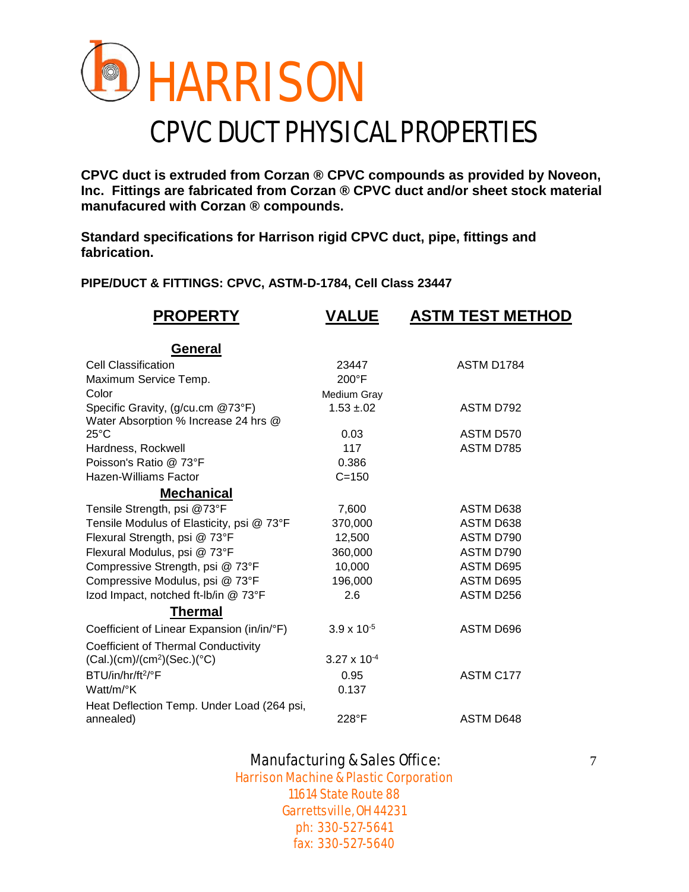# HARRISON

## CPVC DUCT PHYSICAL PROPERTIES

**CPVC duct is extruded from Corzan ® CPVC compounds as provided by Noveon, Inc. Fittings are fabricated from Corzan ® CPVC duct and/or sheet stock material manufacured with Corzan ® compounds.**

**Standard specifications for Harrison rigid CPVC duct, pipe, fittings and fabrication.**

**PIPE/DUCT & FITTINGS: CPVC, ASTM-D-1784, Cell Class 23447**

| PROPERTY | VALUE | ASTM TEST METHOD |
|---|---|---|
| **General** | | |
| Cell Classification | 23447 | ASTM D1784 |
| Maximum Service Temp. | 200°F | |
| Color | Medium Gray | |
| Specific Gravity, (g/cu.cm @73°F) | 1.53 ±.02 | ASTM D792 |
| Water Absorption % Increase 24 hrs @ 25°C | 0.03 | ASTM D570 |
| Hardness, Rockwell | 117 | ASTM D785 |
| Poisson's Ratio @ 73°F | 0.386 | |
| Hazen-Williams Factor | C=150 | |
| **Mechanical** | | |
| Tensile Strength, psi @73°F | 7,600 | ASTM D638 |
| Tensile Modulus of Elasticity, psi @ 73°F | 370,000 | ASTM D638 |
| Flexural Strength, psi @ 73°F | 12,500 | ASTM D790 |
| Flexural Modulus, psi @ 73°F | 360,000 | ASTM D790 |
| Compressive Strength, psi @ 73°F | 10,000 | ASTM D695 |
| Compressive Modulus, psi @ 73°F | 196,000 | ASTM D695 |
| Izod Impact, notched ft-lb/in @ 73°F | 2.6 | ASTM D256 |
| **Thermal** | | |
| Coefficient of Linear Expansion (in/in/°F) | $3.9 \times 10^{-5}$ | ASTM D696 |
| Coefficient of Thermal Conductivity (Cal.)(cm)/(cm$^2$)(Sec.)(°C) | $3.27 \times 10^{-4}$ | |
| BTU/in/hr/ft$^2$/°F | 0.95 | ASTM C177 |
| Watt/m/°K | 0.137 | |
| Heat Deflection Temp. Under Load (264 psi, annealed) | 228°F | ASTM D648 |

Manufacturing & Sales Office:
Harrison Machine & Plastic Corporation
11614 State Route 88
Garrettsville, OH 44231
ph: 330-527-5641
fax: 330-527-5640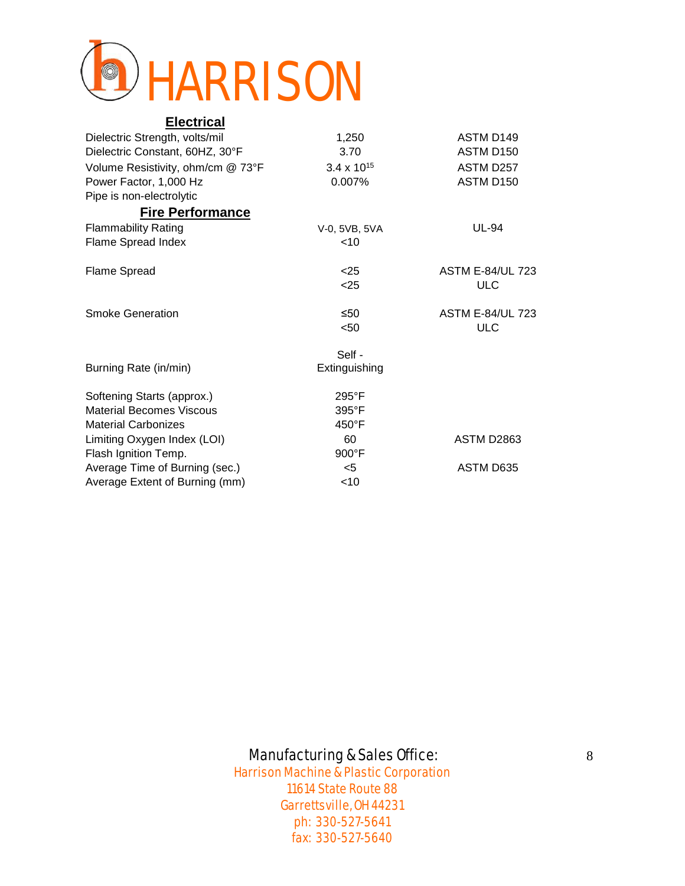# HARRISON

## Electrical

| | | |
|---|---|---|
| Dielectric Strength, volts/mil | 1,250 | ASTM D149 |
| Dielectric Constant, 60HZ, 30°F | 3.70 | ASTM D150 |
| Volume Resistivity, ohm/cm @ 73°F | $3.4 \times 10^{15}$ | ASTM D257 |
| Power Factor, 1,000 Hz | 0.007% | ASTM D150 |
| Pipe is non-electrolytic | | |

## Fire Performance

| | | |
|---|---|---|
| Flammability Rating | V-0, 5VB, 5VA | UL-94 |
| Flame Spread Index | <10 | |
| Flame Spread | <25 | ASTM E-84/UL 723 |
| | <25 | ULC |
| Smoke Generation | ≤50 | ASTM E-84/UL 723 |
| | <50 | ULC |
| Burning Rate (in/min) | Self - Extinguishing | |
| Softening Starts (approx.) | 295°F | |
| Material Becomes Viscous | 395°F | |
| Material Carbonizes | 450°F | |
| Limiting Oxygen Index (LOI) | 60 | ASTM D2863 |
| Flash Ignition Temp. | 900°F | |
| Average Time of Burning (sec.) | <5 | ASTM D635 |
| Average Extent of Burning (mm) | <10 | |

Manufacturing & Sales Office:
Harrison Machine & Plastic Corporation
11614 State Route 88
Garrettsville, OH 44231
ph: 330-527-5641
fax: 330-527-5640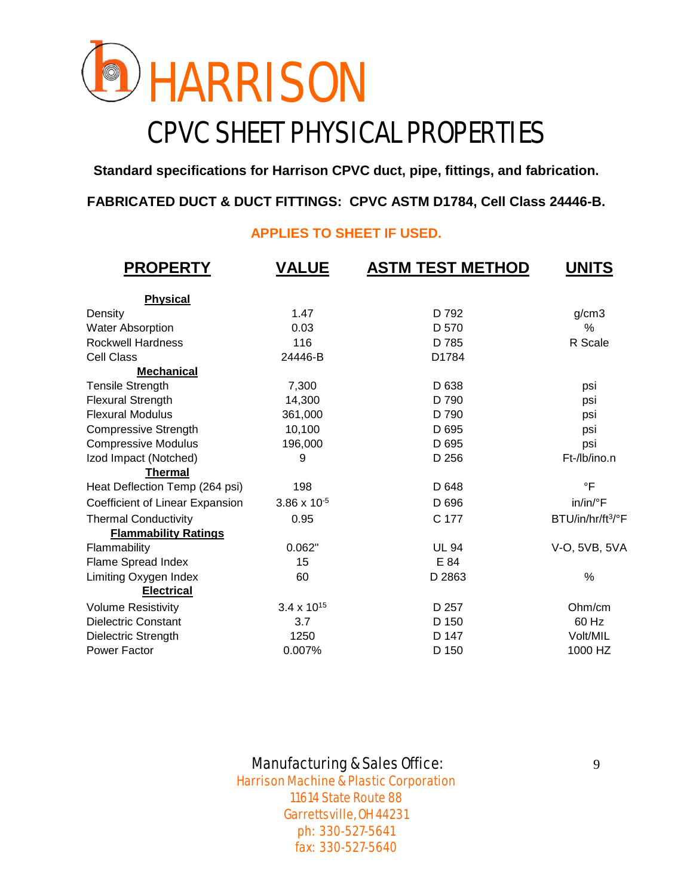# HARRISON

## CPVC SHEET PHYSICAL PROPERTIES

**Standard specifications for Harrison CPVC duct, pipe, fittings, and fabrication.**

**FABRICATED DUCT & DUCT FITTINGS: CPVC ASTM D1784, Cell Class 24446-B.**

**APPLIES TO SHEET IF USED.**

| PROPERTY | VALUE | ASTM TEST METHOD | UNITS |
|---|---|---|---|
| **Physical** | | | |
| Density | 1.47 | D 792 | g/cm3 |
| Water Absorption | 0.03 | D 570 | % |
| Rockwell Hardness | 116 | D 785 | R Scale |
| Cell Class | 24446-B | D1784 | |
| **Mechanical** | | | |
| Tensile Strength | 7,300 | D 638 | psi |
| Flexural Strength | 14,300 | D 790 | psi |
| Flexural Modulus | 361,000 | D 790 | psi |
| Compressive Strength | 10,100 | D 695 | psi |
| Compressive Modulus | 196,000 | D 695 | psi |
| Izod Impact (Notched) | 9 | D 256 | Ft-/lb/ino.n |
| **Thermal** | | | |
| Heat Deflection Temp (264 psi) | 198 | D 648 | °F |
| Coefficient of Linear Expansion | $3.86 \times 10^{-5}$ | D 696 | in/in/°F |
| Thermal Conductivity | 0.95 | C 177 | BTU/in/hr/ft$^3$/°F |
| **Flammability Ratings** | | | |
| Flammability | 0.062" | UL 94 | V-O, 5VB, 5VA |
| Flame Spread Index | 15 | E 84 | |
| Limiting Oxygen Index | 60 | D 2863 | % |
| **Electrical** | | | |
| Volume Resistivity | $3.4 \times 10^{15}$ | D 257 | Ohm/cm |
| Dielectric Constant | 3.7 | D 150 | 60 Hz |
| Dielectric Strength | 1250 | D 147 | Volt/MIL |
| Power Factor | 0.007% | D 150 | 1000 HZ |

Manufacturing & Sales Office:
Harrison Machine & Plastic Corporation
11614 State Route 88
Garrettsville, OH 44231
ph: 330-527-5641
fax: 330-527-5640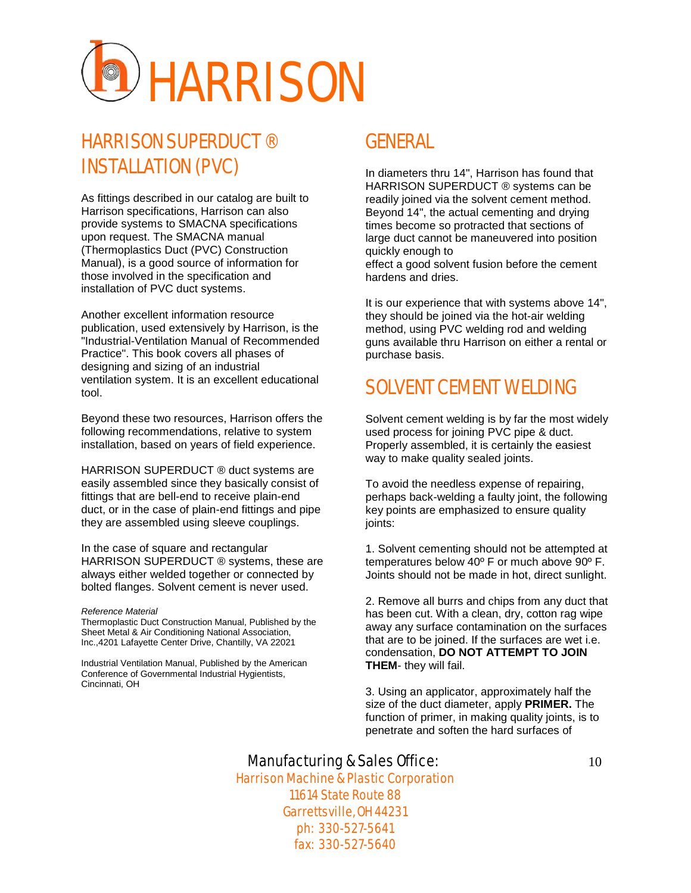# HARRISON

## HARRISON SUPERDUCT ® INSTALLATION (PVC)

As fittings described in our catalog are built to Harrison specifications, Harrison can also provide systems to SMACNA specifications upon request. The SMACNA manual (Thermoplastics Duct (PVC) Construction Manual), is a good source of information for those involved in the specification and installation of PVC duct systems.

Another excellent information resource publication, used extensively by Harrison, is the "Industrial-Ventilation Manual of Recommended Practice". This book covers all phases of designing and sizing of an industrial ventilation system. It is an excellent educational tool.

Beyond these two resources, Harrison offers the following recommendations, relative to system installation, based on years of field experience.

HARRISON SUPERDUCT ® duct systems are easily assembled since they basically consist of fittings that are bell-end to receive plain-end duct, or in the case of plain-end fittings and pipe they are assembled using sleeve couplings.

In the case of square and rectangular HARRISON SUPERDUCT ® systems, these are always either welded together or connected by bolted flanges. Solvent cement is never used.

*Reference Material*
Thermoplastic Duct Construction Manual, Published by the Sheet Metal & Air Conditioning National Association, Inc.,4201 Lafayette Center Drive, Chantilly, VA 22021

Industrial Ventilation Manual, Published by the American Conference of Governmental Industrial Hygientists, Cincinnati, OH

## GENERAL

In diameters thru 14", Harrison has found that HARRISON SUPERDUCT ® systems can be readily joined via the solvent cement method. Beyond 14", the actual cementing and drying times become so protracted that sections of large duct cannot be maneuvered into position quickly enough to effect a good solvent fusion before the cement hardens and dries.

It is our experience that with systems above 14", they should be joined via the hot-air welding method, using PVC welding rod and welding guns available thru Harrison on either a rental or purchase basis.

## SOLVENT CEMENT WELDING

Solvent cement welding is by far the most widely used process for joining PVC pipe & duct. Properly assembled, it is certainly the easiest way to make quality sealed joints.

To avoid the needless expense of repairing, perhaps back-welding a faulty joint, the following key points are emphasized to ensure quality joints:

1. Solvent cementing should not be attempted at temperatures below 40º F or much above 90º F. Joints should not be made in hot, direct sunlight.

2. Remove all burrs and chips from any duct that has been cut. With a clean, dry, cotton rag wipe away any surface contamination on the surfaces that are to be joined. If the surfaces are wet i.e. condensation, **DO NOT ATTEMPT TO JOIN THEM**- they will fail.

3. Using an applicator, approximately half the size of the duct diameter, apply **PRIMER.** The function of primer, in making quality joints, is to penetrate and soften the hard surfaces of

Manufacturing & Sales Office:
Harrison Machine & Plastic Corporation
11614 State Route 88
Garrettsville, OH 44231
ph: 330-527-5641
fax: 330-527-5640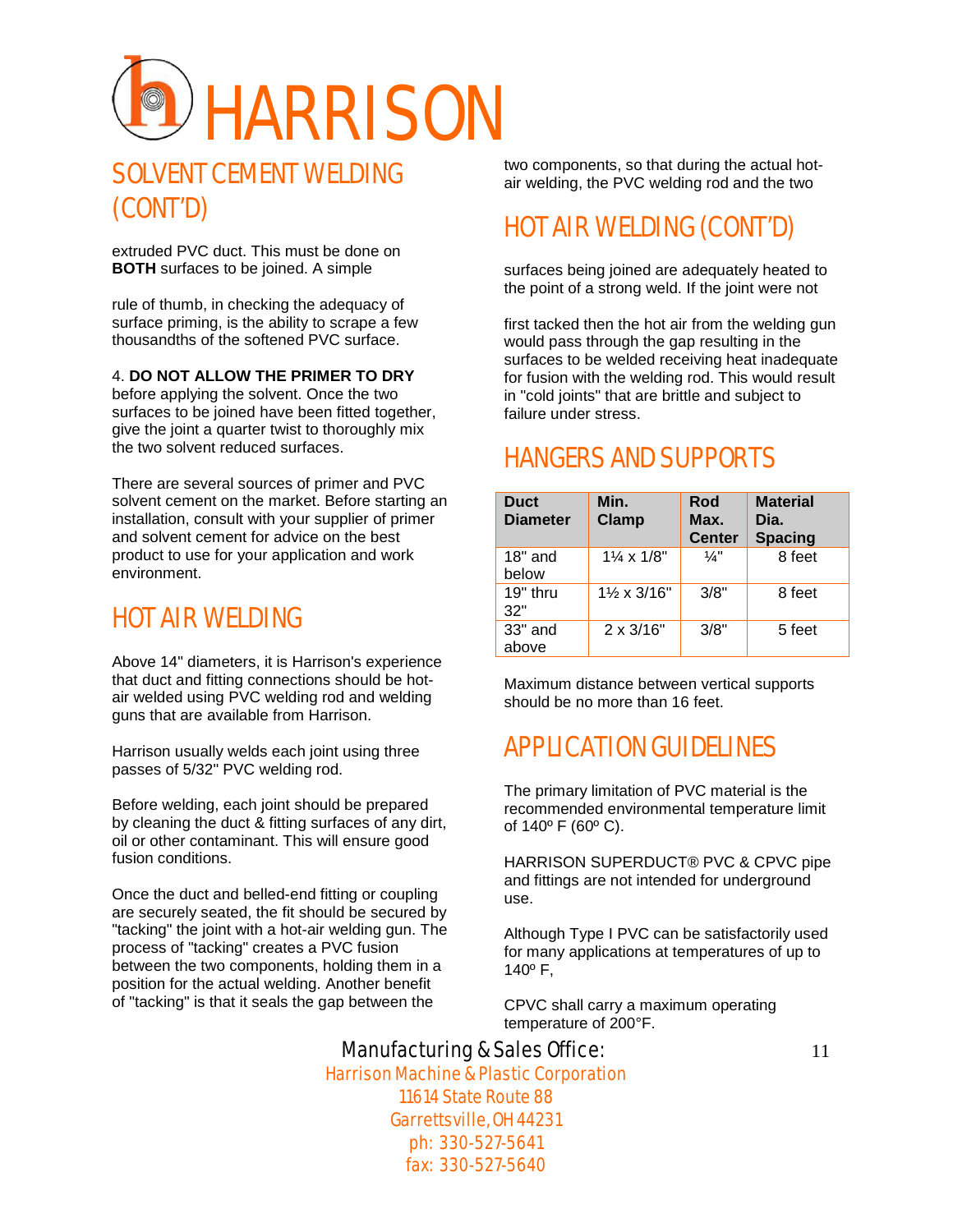# HARRISON

## SOLVENT CEMENT WELDING (CONT'D)

extruded PVC duct. This must be done on **BOTH** surfaces to be joined. A simple

rule of thumb, in checking the adequacy of surface priming, is the ability to scrape a few thousandths of the softened PVC surface.

4. **DO NOT ALLOW THE PRIMER TO DRY** before applying the solvent. Once the two surfaces to be joined have been fitted together, give the joint a quarter twist to thoroughly mix the two solvent reduced surfaces.

There are several sources of primer and PVC solvent cement on the market. Before starting an installation, consult with your supplier of primer and solvent cement for advice on the best product to use for your application and work environment.

## HOT AIR WELDING

Above 14" diameters, it is Harrison's experience that duct and fitting connections should be hot-air welded using PVC welding rod and welding guns that are available from Harrison.

Harrison usually welds each joint using three passes of 5/32" PVC welding rod.

Before welding, each joint should be prepared by cleaning the duct & fitting surfaces of any dirt, oil or other contaminant. This will ensure good fusion conditions.

Once the duct and belled-end fitting or coupling are securely seated, the fit should be secured by "tacking" the joint with a hot-air welding gun. The process of "tacking" creates a PVC fusion between the two components, holding them in a position for the actual welding. Another benefit of "tacking" is that it seals the gap between the two components, so that during the actual hot-air welding, the PVC welding rod and the two

## HOT AIR WELDING (CONT'D)

surfaces being joined are adequately heated to the point of a strong weld. If the joint were not

first tacked then the hot air from the welding gun would pass through the gap resulting in the surfaces to be welded receiving heat inadequate for fusion with the welding rod. This would result in "cold joints" that are brittle and subject to failure under stress.

## HANGERS AND SUPPORTS

| Duct Diameter | Min. Clamp | Rod Max. Center | Material Dia. Spacing |
|---|---|---|---|
| 18" and below | 1¼ x 1/8" | ¼" | 8 feet |
| 19" thru 32" | 1½ x 3/16" | 3/8" | 8 feet |
| 33" and above | 2 x 3/16" | 3/8" | 5 feet |

Maximum distance between vertical supports should be no more than 16 feet.

## APPLICATION GUIDELINES

The primary limitation of PVC material is the recommended environmental temperature limit of 140º F (60º C).

HARRISON SUPERDUCT® PVC & CPVC pipe and fittings are not intended for underground use.

Although Type I PVC can be satisfactorily used for many applications at temperatures of up to 140º F,

CPVC shall carry a maximum operating temperature of 200°F.

Manufacturing & Sales Office:
Harrison Machine & Plastic Corporation
11614 State Route 88
Garrettsville, OH 44231
ph: 330-527-5641
fax: 330-527-5640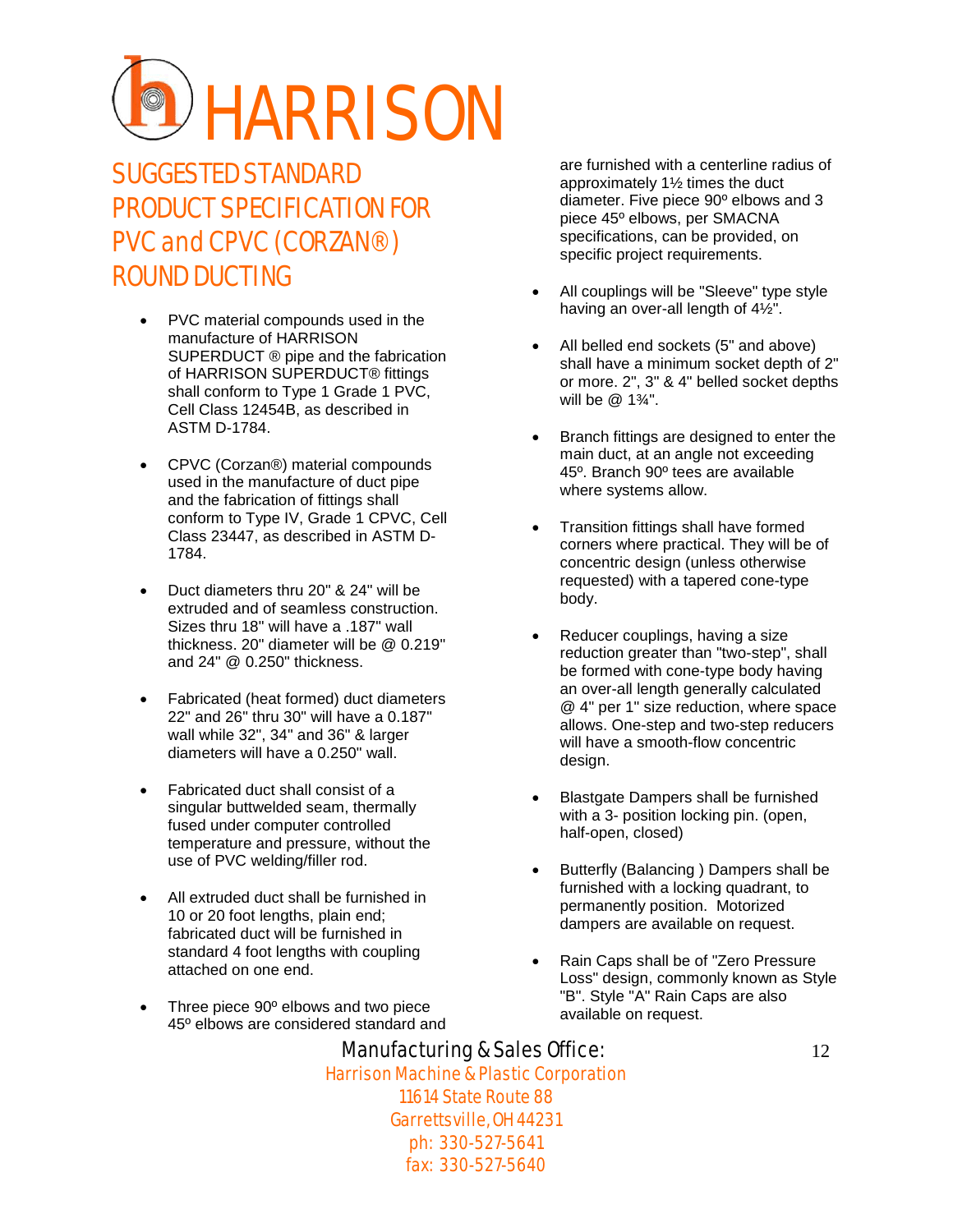# HARRISON

## SUGGESTED STANDARD PRODUCT SPECIFICATION FOR PVC and CPVC (CORZAN®) ROUND DUCTING

- PVC material compounds used in the manufacture of HARRISON SUPERDUCT ® pipe and the fabrication of HARRISON SUPERDUCT® fittings shall conform to Type 1 Grade 1 PVC, Cell Class 12454B, as described in ASTM D-1784.

- CPVC (Corzan®) material compounds used in the manufacture of duct pipe and the fabrication of fittings shall conform to Type IV, Grade 1 CPVC, Cell Class 23447, as described in ASTM D-1784.

- Duct diameters thru 20" & 24" will be extruded and of seamless construction. Sizes thru 18" will have a .187" wall thickness. 20" diameter will be @ 0.219" and 24" @ 0.250" thickness.

- Fabricated (heat formed) duct diameters 22" and 26" thru 30" will have a 0.187" wall while 32", 34" and 36" & larger diameters will have a 0.250" wall.

- Fabricated duct shall consist of a singular buttwelded seam, thermally fused under computer controlled temperature and pressure, without the use of PVC welding/filler rod.

- All extruded duct shall be furnished in 10 or 20 foot lengths, plain end; fabricated duct will be furnished in standard 4 foot lengths with coupling attached on one end.

- Three piece 90º elbows and two piece 45º elbows are considered standard and are furnished with a centerline radius of approximately 1½ times the duct diameter. Five piece 90º elbows and 3 piece 45º elbows, per SMACNA specifications, can be provided, on specific project requirements.

- All couplings will be "Sleeve" type style having an over-all length of 4½".

- All belled end sockets (5" and above) shall have a minimum socket depth of 2" or more. 2", 3" & 4" belled socket depths will be @ 1¾".

- Branch fittings are designed to enter the main duct, at an angle not exceeding 45º. Branch 90º tees are available where systems allow.

- Transition fittings shall have formed corners where practical. They will be of concentric design (unless otherwise requested) with a tapered cone-type body.

- Reducer couplings, having a size reduction greater than "two-step", shall be formed with cone-type body having an over-all length generally calculated @ 4" per 1" size reduction, where space allows. One-step and two-step reducers will have a smooth-flow concentric design.

- Blastgate Dampers shall be furnished with a 3- position locking pin. (open, half-open, closed)

- Butterfly (Balancing ) Dampers shall be furnished with a locking quadrant, to permanently position. Motorized dampers are available on request.

- Rain Caps shall be of "Zero Pressure Loss" design, commonly known as Style "B". Style "A" Rain Caps are also available on request.

Manufacturing & Sales Office:

Harrison Machine & Plastic Corporation
11614 State Route 88
Garrettsville, OH 44231
ph: 330-527-5641
fax: 330-527-5640